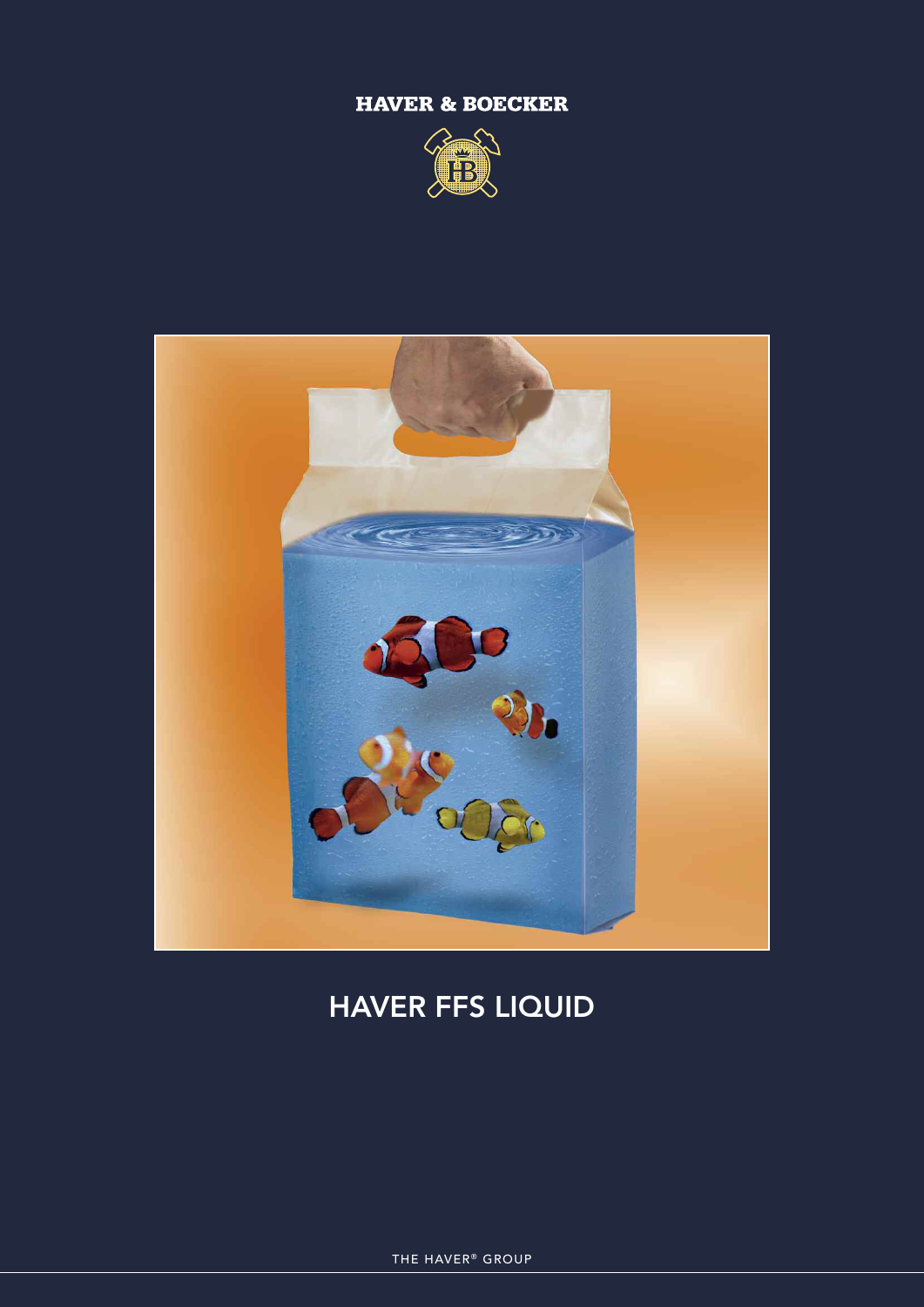HAVER & BOECKER

# HAVER FFS LIQUID

THE HAVER® GROUP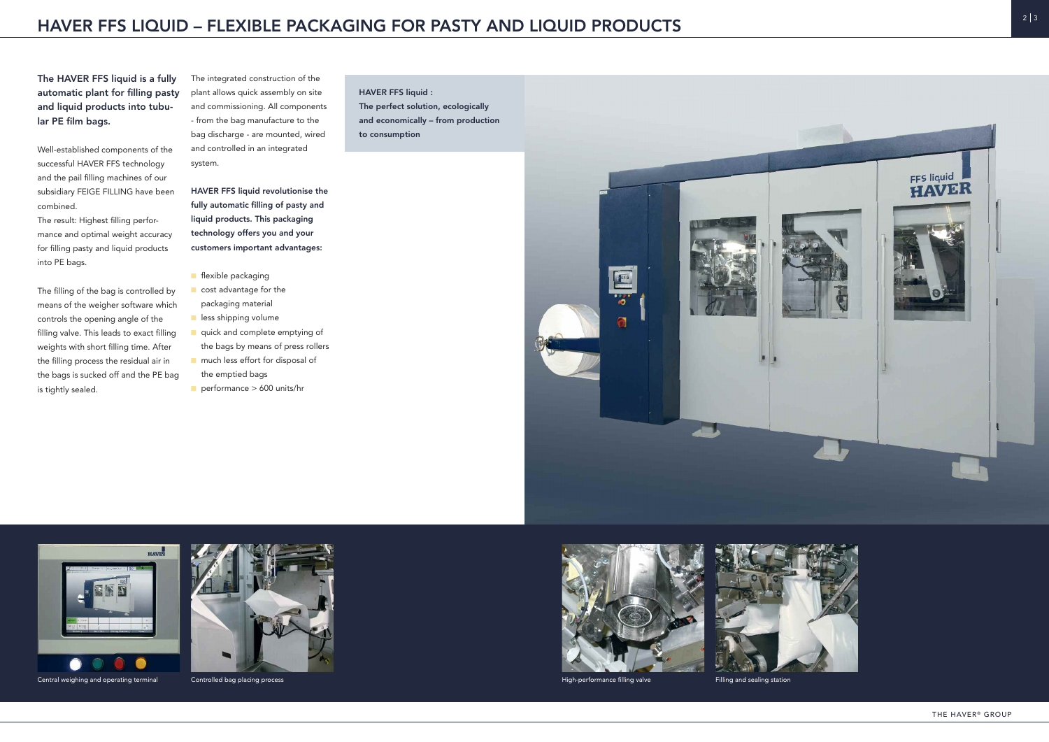# HAVER FFS LIQUID – FLEXIBLE PACKAGING FOR PASTY AND LIQUID PRODUCTS

**The HAVER FFS liquid is a fully automatic plant for filling pasty and liquid products into tubular PE film bags.**

Well-established components of the successful HAVER FFS technology and the pail filling machines of our subsidiary FEIGE FILLING have been combined.
The result: Highest filling performance and optimal weight accuracy for filling pasty and liquid products into PE bags.

The filling of the bag is controlled by means of the weigher software which controls the opening angle of the filling valve. This leads to exact filling weights with short filling time. After the filling process the residual air in the bags is sucked off and the PE bag is tightly sealed.

The integrated construction of the plant allows quick assembly on site and commissioning. All components - from the bag manufacture to the bag discharge - are mounted, wired and controlled in an integrated system.

**HAVER FFS liquid revolutionise the fully automatic filling of pasty and liquid products. This packaging technology offers you and your customers important advantages:**

- flexible packaging
- cost advantage for the packaging material
- less shipping volume
- quick and complete emptying of the bags by means of press rollers
- much less effort for disposal of the emptied bags
- performance > 600 units/hr

**HAVER FFS liquid :**
**The perfect solution, ecologically and economically – from production to consumption**

Central weighing and operating terminal

Controlled bag placing process

High-performance filling valve

Filling and sealing station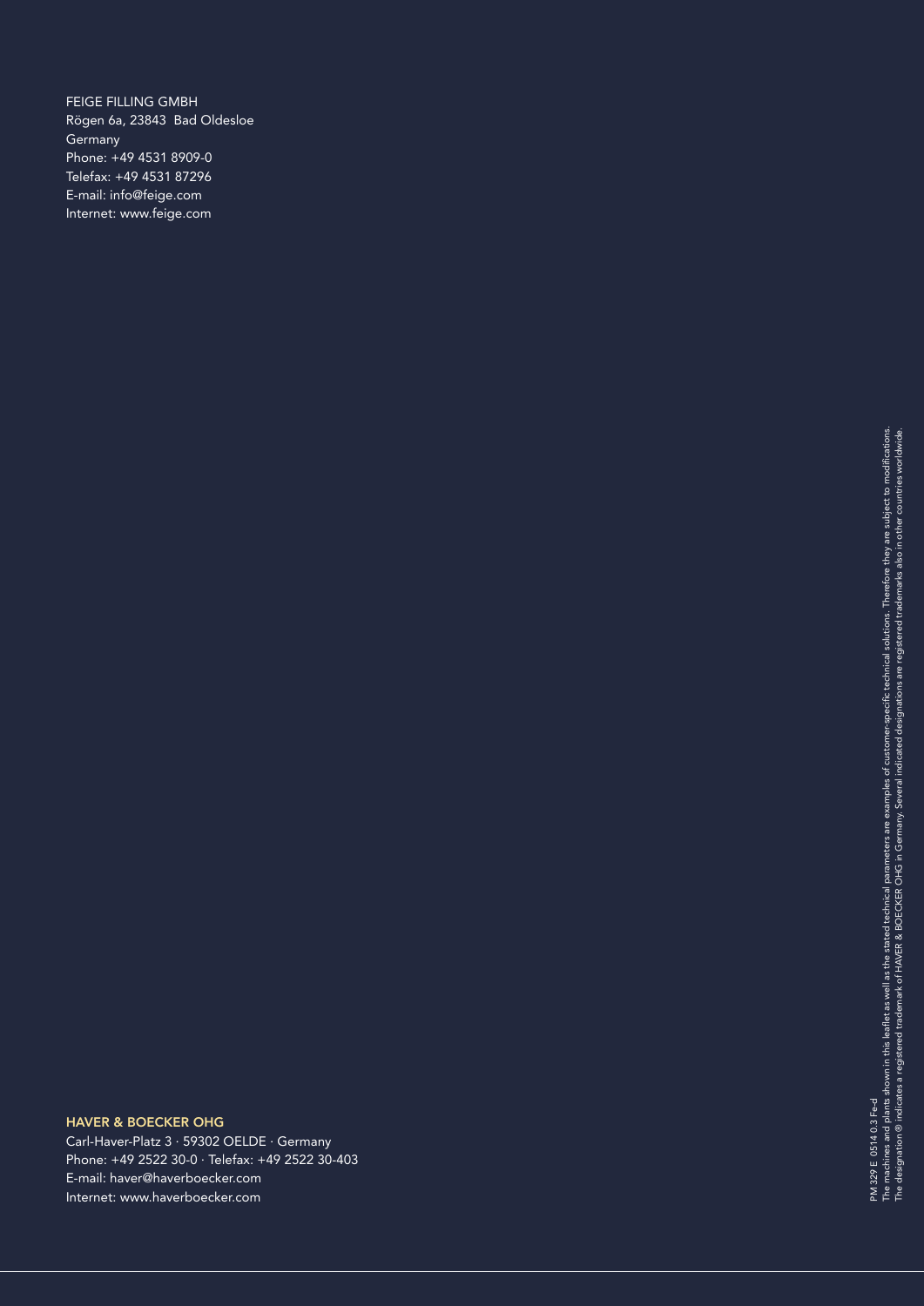FEIGE FILLING GMBH
Rögen 6a, 23843 Bad Oldesloe
Germany
Phone: +49 4531 8909-0
Telefax: +49 4531 87296
E-mail: info@feige.com
Internet: www.feige.com

**HAVER & BOECKER OHG**
Carl-Haver-Platz 3 · 59302 OELDE · Germany
Phone: +49 2522 30-0 · Telefax: +49 2522 30-403
E-mail: haver@haverboecker.com
Internet: www.haverboecker.com

PM 329 E 0514 0.3 Fe-d
The machines and plants shown in this leaflet as well as the stated technical parameters are examples of customer-specific technical solutions. Therefore they are subject to modifications.
The designation ® indicates a registered trademark of HAVER & BOECKER OHG in Germany. Several indicated designations are registered trademarks also in other countries worldwide.